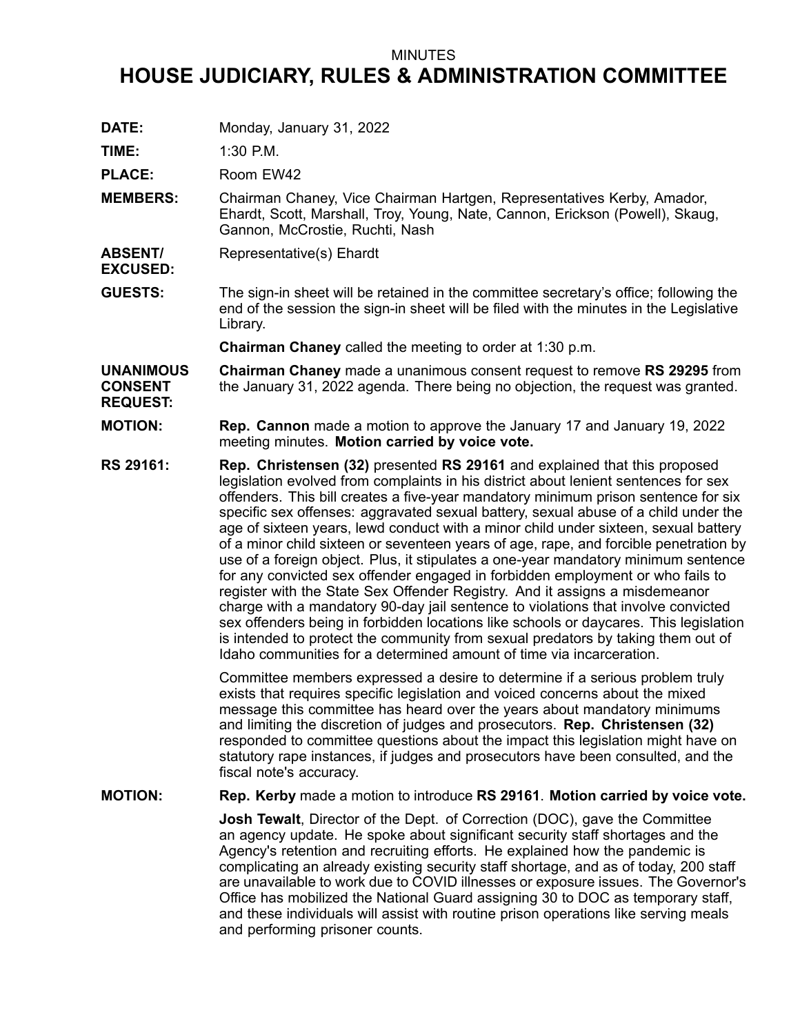MINUTES

# HOUSE JUDICIARY, RULES & ADMINISTRATION COMMITTEE

**DATE:** Monday, January 31, 2022

**TIME:** 1:30 P.M.

**PLACE:** Room EW42

**MEMBERS:** Chairman Chaney, Vice Chairman Hartgen, Representatives Kerby, Amador, Ehardt, Scott, Marshall, Troy, Young, Nate, Cannon, Erickson (Powell), Skaug, Gannon, McCrostie, Ruchti, Nash

**ABSENT/ EXCUSED:** Representative(s) Ehardt

**GUESTS:** The sign-in sheet will be retained in the committee secretary's office; following the end of the session the sign-in sheet will be filed with the minutes in the Legislative Library.

**Chairman Chaney** called the meeting to order at 1:30 p.m.

**UNANIMOUS CONSENT REQUEST:** **Chairman Chaney** made a unanimous consent request to remove **RS 29295** from the January 31, 2022 agenda. There being no objection, the request was granted.

**MOTION:** **Rep. Cannon** made a motion to approve the January 17 and January 19, 2022 meeting minutes. **Motion carried by voice vote.**

**RS 29161:** **Rep. Christensen (32)** presented **RS 29161** and explained that this proposed legislation evolved from complaints in his district about lenient sentences for sex offenders. This bill creates a five-year mandatory minimum prison sentence for six specific sex offenses: aggravated sexual battery, sexual abuse of a child under the age of sixteen years, lewd conduct with a minor child under sixteen, sexual battery of a minor child sixteen or seventeen years of age, rape, and forcible penetration by use of a foreign object. Plus, it stipulates a one-year mandatory minimum sentence for any convicted sex offender engaged in forbidden employment or who fails to register with the State Sex Offender Registry. And it assigns a misdemeanor charge with a mandatory 90-day jail sentence to violations that involve convicted sex offenders being in forbidden locations like schools or daycares. This legislation is intended to protect the community from sexual predators by taking them out of Idaho communities for a determined amount of time via incarceration.

Committee members expressed a desire to determine if a serious problem truly exists that requires specific legislation and voiced concerns about the mixed message this committee has heard over the years about mandatory minimums and limiting the discretion of judges and prosecutors. **Rep. Christensen (32)** responded to committee questions about the impact this legislation might have on statutory rape instances, if judges and prosecutors have been consulted, and the fiscal note's accuracy.

**MOTION:** **Rep. Kerby** made a motion to introduce **RS 29161**. **Motion carried by voice vote.**

**Josh Tewalt**, Director of the Dept. of Correction (DOC), gave the Committee an agency update. He spoke about significant security staff shortages and the Agency's retention and recruiting efforts. He explained how the pandemic is complicating an already existing security staff shortage, and as of today, 200 staff are unavailable to work due to COVID illnesses or exposure issues. The Governor's Office has mobilized the National Guard assigning 30 to DOC as temporary staff, and these individuals will assist with routine prison operations like serving meals and performing prisoner counts.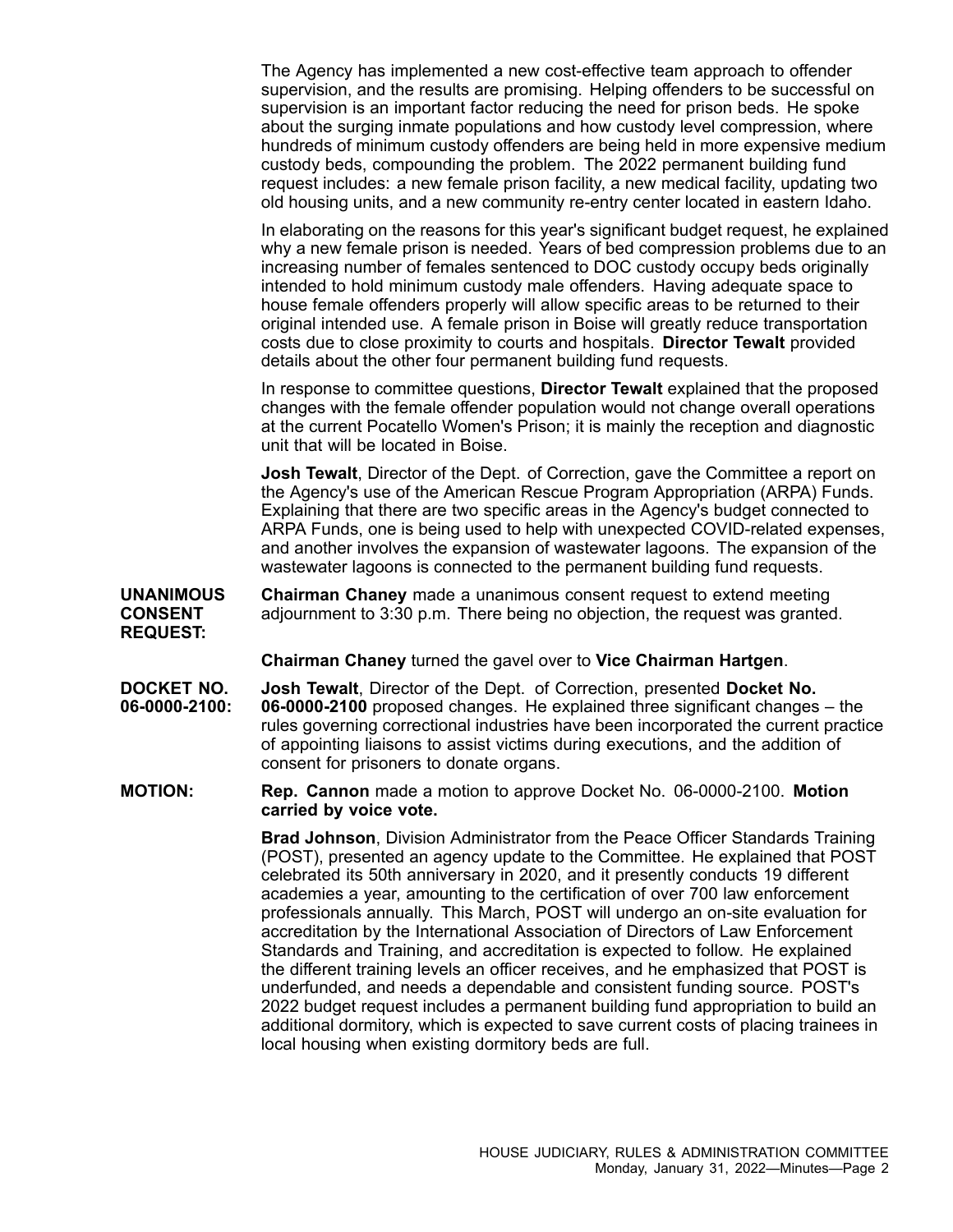The Agency has implemented a new cost-effective team approach to offender supervision, and the results are promising. Helping offenders to be successful on supervision is an important factor reducing the need for prison beds. He spoke about the surging inmate populations and how custody level compression, where hundreds of minimum custody offenders are being held in more expensive medium custody beds, compounding the problem. The 2022 permanent building fund request includes: a new female prison facility, a new medical facility, updating two old housing units, and a new community re-entry center located in eastern Idaho.

In elaborating on the reasons for this year's significant budget request, he explained why a new female prison is needed. Years of bed compression problems due to an increasing number of females sentenced to DOC custody occupy beds originally intended to hold minimum custody male offenders. Having adequate space to house female offenders properly will allow specific areas to be returned to their original intended use. A female prison in Boise will greatly reduce transportation costs due to close proximity to courts and hospitals. **Director Tewalt** provided details about the other four permanent building fund requests.

In response to committee questions, **Director Tewalt** explained that the proposed changes with the female offender population would not change overall operations at the current Pocatello Women's Prison; it is mainly the reception and diagnostic unit that will be located in Boise.

**Josh Tewalt**, Director of the Dept. of Correction, gave the Committee a report on the Agency's use of the American Rescue Program Appropriation (ARPA) Funds. Explaining that there are two specific areas in the Agency's budget connected to ARPA Funds, one is being used to help with unexpected COVID-related expenses, and another involves the expansion of wastewater lagoons. The expansion of the wastewater lagoons is connected to the permanent building fund requests.

**UNANIMOUS CONSENT REQUEST:** **Chairman Chaney** made a unanimous consent request to extend meeting adjournment to 3:30 p.m. There being no objection, the request was granted.

**Chairman Chaney** turned the gavel over to **Vice Chairman Hartgen**.

**DOCKET NO. 06-0000-2100:** **Josh Tewalt**, Director of the Dept. of Correction, presented **Docket No. 06-0000-2100** proposed changes. He explained three significant changes – the rules governing correctional industries have been incorporated the current practice of appointing liaisons to assist victims during executions, and the addition of consent for prisoners to donate organs.

**MOTION:** **Rep. Cannon** made a motion to approve Docket No. 06-0000-2100. **Motion carried by voice vote.**

**Brad Johnson**, Division Administrator from the Peace Officer Standards Training (POST), presented an agency update to the Committee. He explained that POST celebrated its 50th anniversary in 2020, and it presently conducts 19 different academies a year, amounting to the certification of over 700 law enforcement professionals annually. This March, POST will undergo an on-site evaluation for accreditation by the International Association of Directors of Law Enforcement Standards and Training, and accreditation is expected to follow. He explained the different training levels an officer receives, and he emphasized that POST is underfunded, and needs a dependable and consistent funding source. POST's 2022 budget request includes a permanent building fund appropriation to build an additional dormitory, which is expected to save current costs of placing trainees in local housing when existing dormitory beds are full.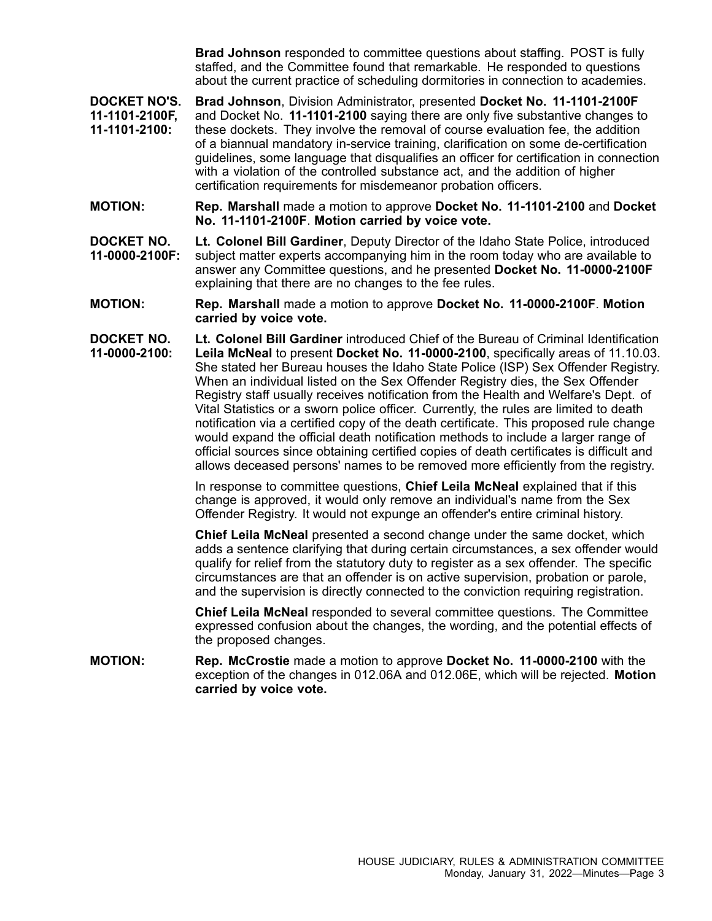**Brad Johnson** responded to committee questions about staffing. POST is fully staffed, and the Committee found that remarkable. He responded to questions about the current practice of scheduling dormitories in connection to academies.

**DOCKET NO'S. 11-1101-2100F, 11-1101-2100:** **Brad Johnson**, Division Administrator, presented **Docket No. 11-1101-2100F** and Docket No. **11-1101-2100** saying there are only five substantive changes to these dockets. They involve the removal of course evaluation fee, the addition of a biannual mandatory in-service training, clarification on some de-certification guidelines, some language that disqualifies an officer for certification in connection with a violation of the controlled substance act, and the addition of higher certification requirements for misdemeanor probation officers.

**MOTION:** **Rep. Marshall** made a motion to approve **Docket No. 11-1101-2100** and **Docket No. 11-1101-2100F**. **Motion carried by voice vote.**

**DOCKET NO. 11-0000-2100F:** **Lt. Colonel Bill Gardiner**, Deputy Director of the Idaho State Police, introduced subject matter experts accompanying him in the room today who are available to answer any Committee questions, and he presented **Docket No. 11-0000-2100F** explaining that there are no changes to the fee rules.

**MOTION:** **Rep. Marshall** made a motion to approve **Docket No. 11-0000-2100F**. **Motion carried by voice vote.**

**DOCKET NO. 11-0000-2100:** **Lt. Colonel Bill Gardiner** introduced Chief of the Bureau of Criminal Identification **Leila McNeal** to present **Docket No. 11-0000-2100**, specifically areas of 11.10.03. She stated her Bureau houses the Idaho State Police (ISP) Sex Offender Registry. When an individual listed on the Sex Offender Registry dies, the Sex Offender Registry staff usually receives notification from the Health and Welfare's Dept. of Vital Statistics or a sworn police officer. Currently, the rules are limited to death notification via a certified copy of the death certificate. This proposed rule change would expand the official death notification methods to include a larger range of official sources since obtaining certified copies of death certificates is difficult and allows deceased persons' names to be removed more efficiently from the registry.

In response to committee questions, **Chief Leila McNeal** explained that if this change is approved, it would only remove an individual's name from the Sex Offender Registry. It would not expunge an offender's entire criminal history.

**Chief Leila McNeal** presented a second change under the same docket, which adds a sentence clarifying that during certain circumstances, a sex offender would qualify for relief from the statutory duty to register as a sex offender. The specific circumstances are that an offender is on active supervision, probation or parole, and the supervision is directly connected to the conviction requiring registration.

**Chief Leila McNeal** responded to several committee questions. The Committee expressed confusion about the changes, the wording, and the potential effects of the proposed changes.

**MOTION:** **Rep. McCrostie** made a motion to approve **Docket No. 11-0000-2100** with the exception of the changes in 012.06A and 012.06E, which will be rejected. **Motion carried by voice vote.**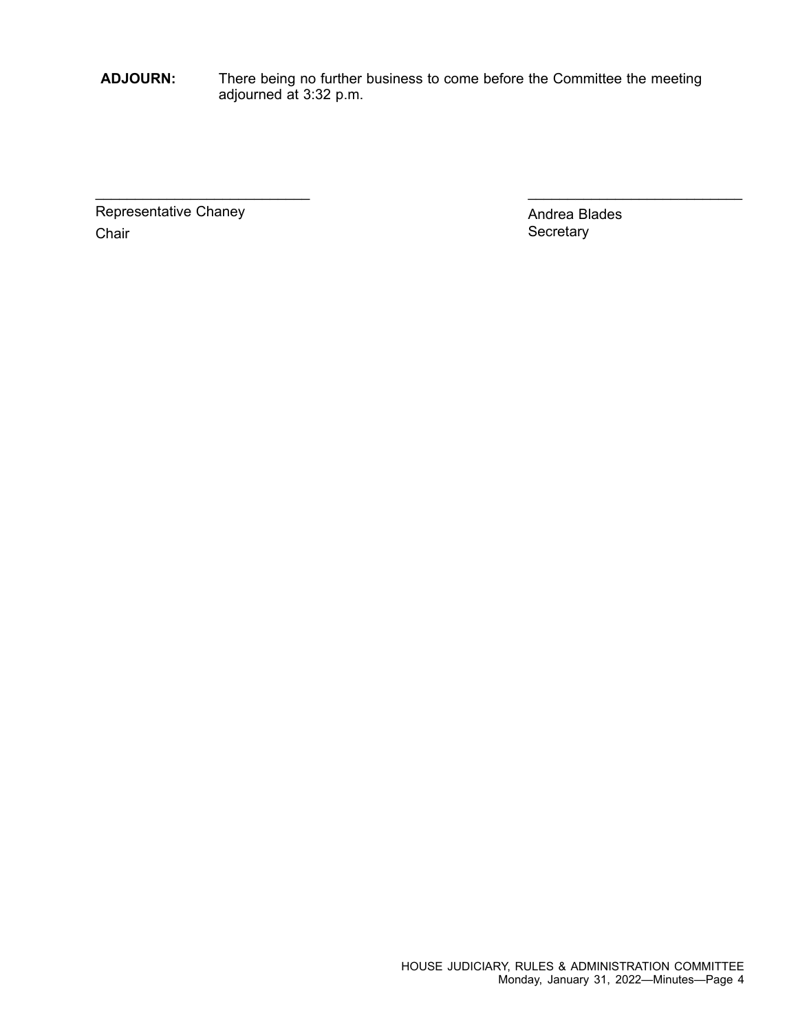**ADJOURN:** There being no further business to come before the Committee the meeting adjourned at 3:32 p.m.

___________________________
Representative Chaney
Chair

___________________________
Andrea Blades
Secretary